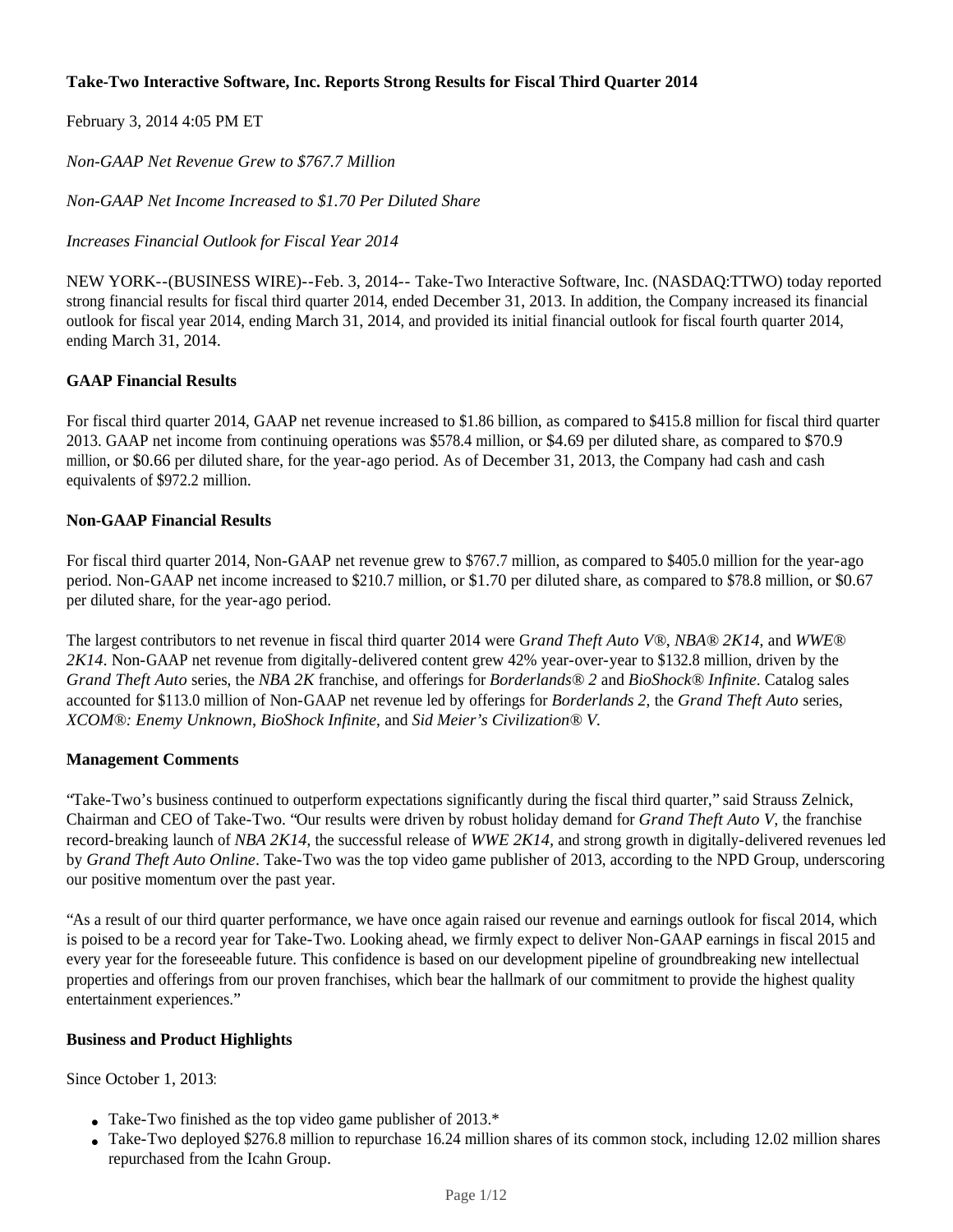# Take-Two Interactive Software, Inc. Reports Strong Results for Fiscal Third Quarter 2014

February 3, 2014 4:05 PM ET

*Non-GAAP Net Revenue Grew to $767.7 Million*

*Non-GAAP Net Income Increased to $1.70 Per Diluted Share*

*Increases Financial Outlook for Fiscal Year 2014*

NEW YORK--(BUSINESS WIRE)--Feb. 3, 2014-- Take-Two Interactive Software, Inc. (NASDAQ:TTWO) today reported strong financial results for fiscal third quarter 2014, ended December 31, 2013. In addition, the Company increased its financial outlook for fiscal year 2014, ending March 31, 2014, and provided its initial financial outlook for fiscal fourth quarter 2014, ending March 31, 2014.

## GAAP Financial Results

For fiscal third quarter 2014, GAAP net revenue increased to $1.86 billion, as compared to $415.8 million for fiscal third quarter 2013. GAAP net income from continuing operations was $578.4 million, or $4.69 per diluted share, as compared to $70.9 million, or $0.66 per diluted share, for the year-ago period. As of December 31, 2013, the Company had cash and cash equivalents of $972.2 million.

## Non-GAAP Financial Results

For fiscal third quarter 2014, Non-GAAP net revenue grew to $767.7 million, as compared to $405.0 million for the year-ago period. Non-GAAP net income increased to $210.7 million, or $1.70 per diluted share, as compared to $78.8 million, or $0.67 per diluted share, for the year-ago period.

The largest contributors to net revenue in fiscal third quarter 2014 were G*rand Theft Auto V®*, *NBA® 2K14*, and *WWE® 2K14*. Non-GAAP net revenue from digitally-delivered content grew 42% year-over-year to $132.8 million, driven by the *Grand Theft Auto* series, the *NBA 2K* franchise, and offerings for *Borderlands® 2* and *BioShock® Infinite*. Catalog sales accounted for $113.0 million of Non-GAAP net revenue led by offerings for *Borderlands 2*, the *Grand Theft Auto* series, *XCOM®: Enemy Unknown*, *BioShock Infinite*, and *Sid Meier's Civilization® V*.

## Management Comments

"Take-Two's business continued to outperform expectations significantly during the fiscal third quarter," said Strauss Zelnick, Chairman and CEO of Take-Two. "Our results were driven by robust holiday demand for *Grand Theft Auto V*, the franchise record-breaking launch of *NBA 2K14*, the successful release of *WWE 2K14*, and strong growth in digitally-delivered revenues led by *Grand Theft Auto Online*. Take-Two was the top video game publisher of 2013, according to the NPD Group, underscoring our positive momentum over the past year.

"As a result of our third quarter performance, we have once again raised our revenue and earnings outlook for fiscal 2014, which is poised to be a record year for Take-Two. Looking ahead, we firmly expect to deliver Non-GAAP earnings in fiscal 2015 and every year for the foreseeable future. This confidence is based on our development pipeline of groundbreaking new intellectual properties and offerings from our proven franchises, which bear the hallmark of our commitment to provide the highest quality entertainment experiences."

## Business and Product Highlights

Since October 1, 2013:

- Take-Two finished as the top video game publisher of 2013.*
- Take-Two deployed $276.8 million to repurchase 16.24 million shares of its common stock, including 12.02 million shares repurchased from the Icahn Group.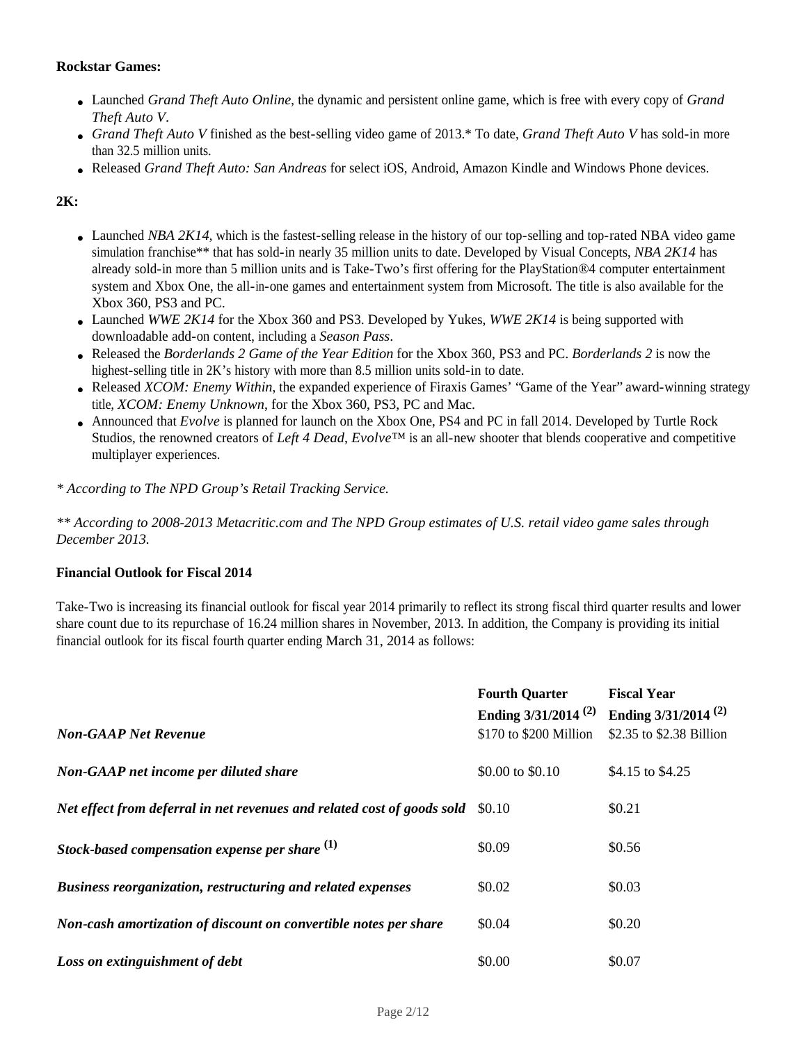**Rockstar Games:**

- Launched *Grand Theft Auto Online*, the dynamic and persistent online game, which is free with every copy of *Grand Theft Auto V*.
- *Grand Theft Auto V* finished as the best-selling video game of 2013.* To date, *Grand Theft Auto V* has sold-in more than 32.5 million units.
- Released *Grand Theft Auto: San Andreas* for select iOS, Android, Amazon Kindle and Windows Phone devices.

**2K:**

- Launched *NBA 2K14*, which is the fastest-selling release in the history of our top-selling and top-rated NBA video game simulation franchise** that has sold-in nearly 35 million units to date. Developed by Visual Concepts, *NBA 2K14* has already sold-in more than 5 million units and is Take-Two's first offering for the PlayStation®4 computer entertainment system and Xbox One, the all-in-one games and entertainment system from Microsoft. The title is also available for the Xbox 360, PS3 and PC.
- Launched *WWE 2K14* for the Xbox 360 and PS3. Developed by Yukes, *WWE 2K14* is being supported with downloadable add-on content, including a *Season Pass*.
- Released the *Borderlands 2 Game of the Year Edition* for the Xbox 360, PS3 and PC. *Borderlands 2* is now the highest-selling title in 2K's history with more than 8.5 million units sold-in to date.
- Released *XCOM: Enemy Within*, the expanded experience of Firaxis Games' "Game of the Year" award-winning strategy title, *XCOM: Enemy Unknown*, for the Xbox 360, PS3, PC and Mac.
- Announced that *Evolve* is planned for launch on the Xbox One, PS4 and PC in fall 2014. Developed by Turtle Rock Studios, the renowned creators of *Left 4 Dead*, *Evolve*™ is an all-new shooter that blends cooperative and competitive multiplayer experiences.

*\* According to The NPD Group's Retail Tracking Service.*

*\*\* According to 2008-2013 Metacritic.com and The NPD Group estimates of U.S. retail video game sales through December 2013.*

**Financial Outlook for Fiscal 2014**

Take-Two is increasing its financial outlook for fiscal year 2014 primarily to reflect its strong fiscal third quarter results and lower share count due to its repurchase of 16.24 million shares in November, 2013. In addition, the Company is providing its initial financial outlook for its fiscal fourth quarter ending March 31, 2014 as follows:

| | Fourth Quarter Ending 3/31/2014 (2) | Fiscal Year Ending 3/31/2014 (2) |
|---|---|---|
| ***Non-GAAP Net Revenue*** | $170 to $200 Million | $2.35 to $2.38 Billion |
| ***Non-GAAP net income per diluted share*** | $0.00 to $0.10 | $4.15 to $4.25 |
| ***Net effect from deferral in net revenues and related cost of goods sold*** | $0.10 | $0.21 |
| ***Stock-based compensation expense per share (1)*** | $0.09 | $0.56 |
| ***Business reorganization, restructuring and related expenses*** | $0.02 | $0.03 |
| ***Non-cash amortization of discount on convertible notes per share*** | $0.04 | $0.20 |
| ***Loss on extinguishment of debt*** | $0.00 | $0.07 |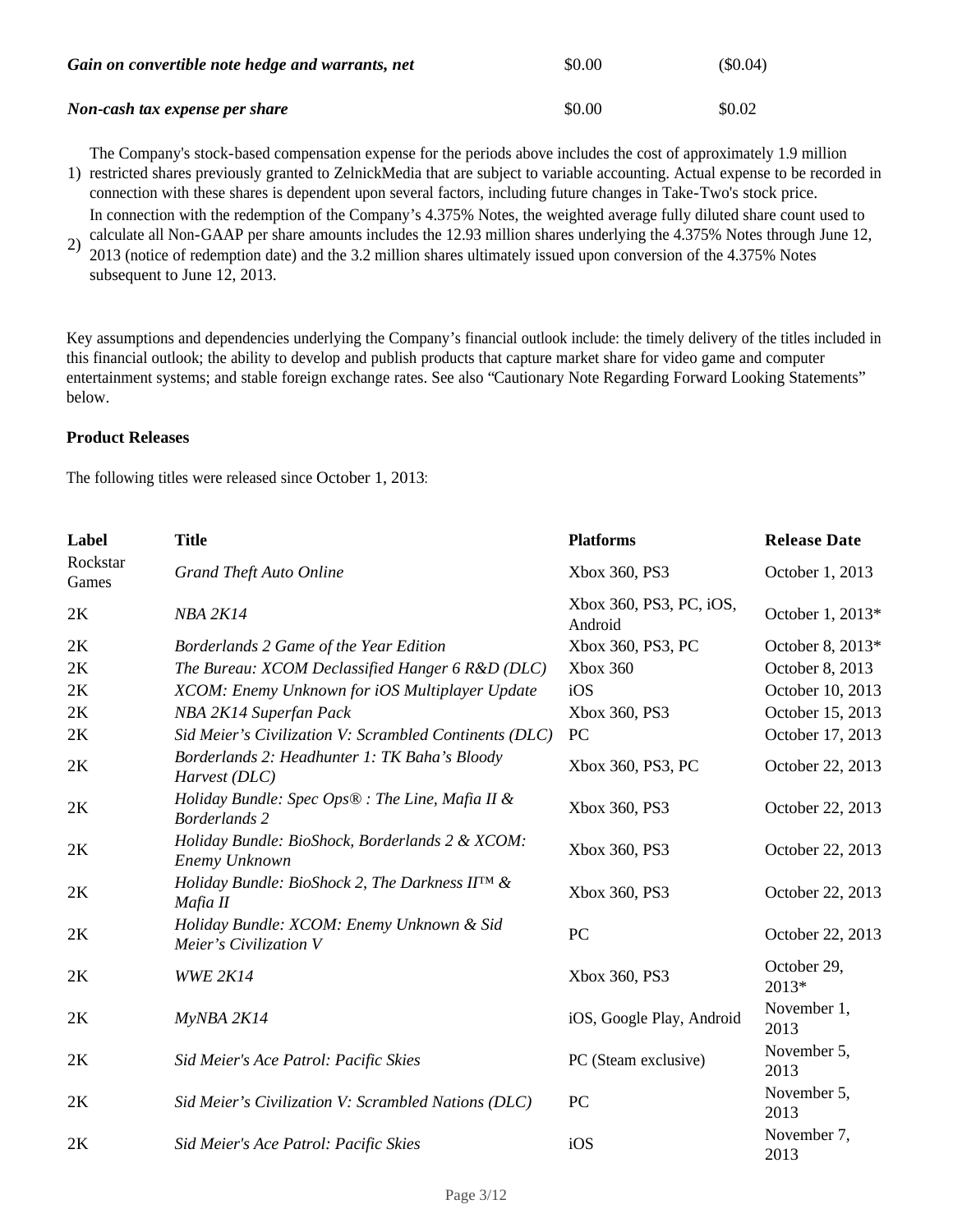| | | |
|---|---|---|
| ***Gain on convertible note hedge and warrants, net*** | $0.00 | ($0.04) |
| ***Non-cash tax expense per share*** | $0.00 | $0.02 |

1) The Company's stock-based compensation expense for the periods above includes the cost of approximately 1.9 million restricted shares previously granted to ZelnickMedia that are subject to variable accounting. Actual expense to be recorded in connection with these shares is dependent upon several factors, including future changes in Take-Two's stock price.

2) In connection with the redemption of the Company's 4.375% Notes, the weighted average fully diluted share count used to calculate all Non-GAAP per share amounts includes the 12.93 million shares underlying the 4.375% Notes through June 12, 2013 (notice of redemption date) and the 3.2 million shares ultimately issued upon conversion of the 4.375% Notes subsequent to June 12, 2013.

Key assumptions and dependencies underlying the Company's financial outlook include: the timely delivery of the titles included in this financial outlook; the ability to develop and publish products that capture market share for video game and computer entertainment systems; and stable foreign exchange rates. See also "Cautionary Note Regarding Forward Looking Statements" below.

**Product Releases**

The following titles were released since October 1, 2013:

| Label | Title | Platforms | Release Date |
|---|---|---|---|
| Rockstar Games | *Grand Theft Auto Online* | Xbox 360, PS3 | October 1, 2013 |
| 2K | *NBA 2K14* | Xbox 360, PS3, PC, iOS, Android | October 1, 2013* |
| 2K | *Borderlands 2 Game of the Year Edition* | Xbox 360, PS3, PC | October 8, 2013* |
| 2K | *The Bureau: XCOM Declassified Hanger 6 R&D (DLC)* | Xbox 360 | October 8, 2013 |
| 2K | *XCOM: Enemy Unknown for iOS Multiplayer Update* | iOS | October 10, 2013 |
| 2K | *NBA 2K14 Superfan Pack* | Xbox 360, PS3 | October 15, 2013 |
| 2K | *Sid Meier's Civilization V: Scrambled Continents (DLC)* | PC | October 17, 2013 |
| 2K | *Borderlands 2: Headhunter 1: TK Baha's Bloody Harvest (DLC)* | Xbox 360, PS3, PC | October 22, 2013 |
| 2K | *Holiday Bundle: Spec Ops® : The Line, Mafia II & Borderlands 2* | Xbox 360, PS3 | October 22, 2013 |
| 2K | *Holiday Bundle: BioShock, Borderlands 2 & XCOM: Enemy Unknown* | Xbox 360, PS3 | October 22, 2013 |
| 2K | *Holiday Bundle: BioShock 2, The Darkness II™ & Mafia II* | Xbox 360, PS3 | October 22, 2013 |
| 2K | *Holiday Bundle: XCOM: Enemy Unknown & Sid Meier's Civilization V* | PC | October 22, 2013 |
| 2K | *WWE 2K14* | Xbox 360, PS3 | October 29, 2013* |
| 2K | *MyNBA 2K14* | iOS, Google Play, Android | November 1, 2013 |
| 2K | *Sid Meier's Ace Patrol: Pacific Skies* | PC (Steam exclusive) | November 5, 2013 |
| 2K | *Sid Meier's Civilization V: Scrambled Nations (DLC)* | PC | November 5, 2013 |
| 2K | *Sid Meier's Ace Patrol: Pacific Skies* | iOS | November 7, 2013 |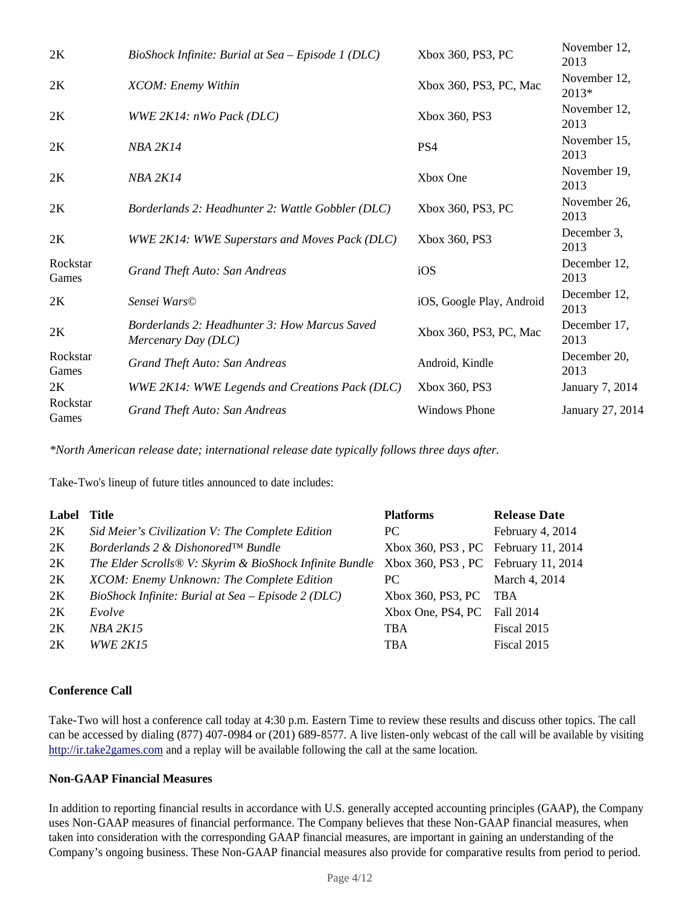| | | | |
|---|---|---|---|
| 2K | *BioShock Infinite: Burial at Sea – Episode 1 (DLC)* | Xbox 360, PS3, PC | November 12, 2013 |
| 2K | *XCOM: Enemy Within* | Xbox 360, PS3, PC, Mac | November 12, 2013* |
| 2K | *WWE 2K14: nWo Pack (DLC)* | Xbox 360, PS3 | November 12, 2013 |
| 2K | *NBA 2K14* | PS4 | November 15, 2013 |
| 2K | *NBA 2K14* | Xbox One | November 19, 2013 |
| 2K | *Borderlands 2: Headhunter 2: Wattle Gobbler (DLC)* | Xbox 360, PS3, PC | November 26, 2013 |
| 2K | *WWE 2K14: WWE Superstars and Moves Pack (DLC)* | Xbox 360, PS3 | December 3, 2013 |
| Rockstar Games | *Grand Theft Auto: San Andreas* | iOS | December 12, 2013 |
| 2K | *Sensei Wars©* | iOS, Google Play, Android | December 12, 2013 |
| 2K | *Borderlands 2: Headhunter 3: How Marcus Saved Mercenary Day (DLC)* | Xbox 360, PS3, PC, Mac | December 17, 2013 |
| Rockstar Games | *Grand Theft Auto: San Andreas* | Android, Kindle | December 20, 2013 |
| 2K | *WWE 2K14: WWE Legends and Creations Pack (DLC)* | Xbox 360, PS3 | January 7, 2014 |
| Rockstar Games | *Grand Theft Auto: San Andreas* | Windows Phone | January 27, 2014 |

*\*North American release date; international release date typically follows three days after.*

Take-Two's lineup of future titles announced to date includes:

| Label | Title | Platforms | Release Date |
|---|---|---|---|
| 2K | *Sid Meier's Civilization V: The Complete Edition* | PC | February 4, 2014 |
| 2K | *Borderlands 2 & Dishonored™ Bundle* | Xbox 360, PS3 , PC | February 11, 2014 |
| 2K | *The Elder Scrolls® V: Skyrim & BioShock Infinite Bundle* | Xbox 360, PS3 , PC | February 11, 2014 |
| 2K | *XCOM: Enemy Unknown: The Complete Edition* | PC | March 4, 2014 |
| 2K | *BioShock Infinite: Burial at Sea – Episode 2 (DLC)* | Xbox 360, PS3, PC | TBA |
| 2K | *Evolve* | Xbox One, PS4, PC | Fall 2014 |
| 2K | *NBA 2K15* | TBA | Fiscal 2015 |
| 2K | *WWE 2K15* | TBA | Fiscal 2015 |

**Conference Call**

Take-Two will host a conference call today at 4:30 p.m. Eastern Time to review these results and discuss other topics. The call can be accessed by dialing (877) 407-0984 or (201) 689-8577. A live listen-only webcast of the call will be available by visiting http://ir.take2games.com and a replay will be available following the call at the same location.

**Non-GAAP Financial Measures**

In addition to reporting financial results in accordance with U.S. generally accepted accounting principles (GAAP), the Company uses Non-GAAP measures of financial performance. The Company believes that these Non-GAAP financial measures, when taken into consideration with the corresponding GAAP financial measures, are important in gaining an understanding of the Company's ongoing business. These Non-GAAP financial measures also provide for comparative results from period to period.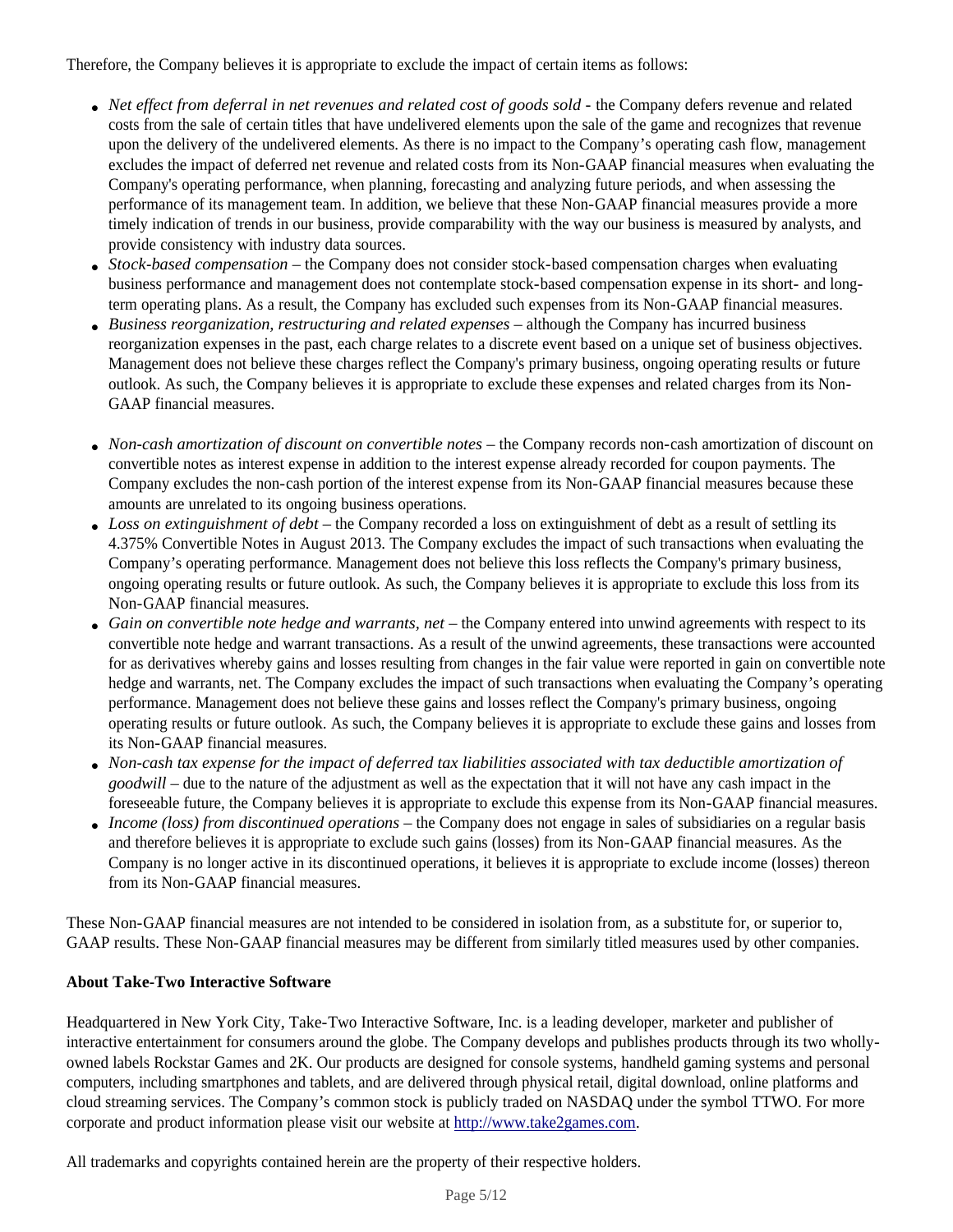Therefore, the Company believes it is appropriate to exclude the impact of certain items as follows:

- *Net effect from deferral in net revenues and related cost of goods sold* - the Company defers revenue and related costs from the sale of certain titles that have undelivered elements upon the sale of the game and recognizes that revenue upon the delivery of the undelivered elements. As there is no impact to the Company's operating cash flow, management excludes the impact of deferred net revenue and related costs from its Non-GAAP financial measures when evaluating the Company's operating performance, when planning, forecasting and analyzing future periods, and when assessing the performance of its management team. In addition, we believe that these Non-GAAP financial measures provide a more timely indication of trends in our business, provide comparability with the way our business is measured by analysts, and provide consistency with industry data sources.
- *Stock-based compensation* – the Company does not consider stock-based compensation charges when evaluating business performance and management does not contemplate stock-based compensation expense in its short- and long-term operating plans. As a result, the Company has excluded such expenses from its Non-GAAP financial measures.
- *Business reorganization, restructuring and related expenses* – although the Company has incurred business reorganization expenses in the past, each charge relates to a discrete event based on a unique set of business objectives. Management does not believe these charges reflect the Company's primary business, ongoing operating results or future outlook. As such, the Company believes it is appropriate to exclude these expenses and related charges from its Non-GAAP financial measures.
- *Non-cash amortization of discount on convertible notes* – the Company records non-cash amortization of discount on convertible notes as interest expense in addition to the interest expense already recorded for coupon payments. The Company excludes the non-cash portion of the interest expense from its Non-GAAP financial measures because these amounts are unrelated to its ongoing business operations.
- *Loss on extinguishment of debt* – the Company recorded a loss on extinguishment of debt as a result of settling its 4.375% Convertible Notes in August 2013. The Company excludes the impact of such transactions when evaluating the Company's operating performance. Management does not believe this loss reflects the Company's primary business, ongoing operating results or future outlook. As such, the Company believes it is appropriate to exclude this loss from its Non-GAAP financial measures.
- *Gain on convertible note hedge and warrants, net* – the Company entered into unwind agreements with respect to its convertible note hedge and warrant transactions. As a result of the unwind agreements, these transactions were accounted for as derivatives whereby gains and losses resulting from changes in the fair value were reported in gain on convertible note hedge and warrants, net. The Company excludes the impact of such transactions when evaluating the Company's operating performance. Management does not believe these gains and losses reflect the Company's primary business, ongoing operating results or future outlook. As such, the Company believes it is appropriate to exclude these gains and losses from its Non-GAAP financial measures.
- *Non-cash tax expense for the impact of deferred tax liabilities associated with tax deductible amortization of goodwill* – due to the nature of the adjustment as well as the expectation that it will not have any cash impact in the foreseeable future, the Company believes it is appropriate to exclude this expense from its Non-GAAP financial measures.
- *Income (loss) from discontinued operations* – the Company does not engage in sales of subsidiaries on a regular basis and therefore believes it is appropriate to exclude such gains (losses) from its Non-GAAP financial measures. As the Company is no longer active in its discontinued operations, it believes it is appropriate to exclude income (losses) thereon from its Non-GAAP financial measures.

These Non-GAAP financial measures are not intended to be considered in isolation from, as a substitute for, or superior to, GAAP results. These Non-GAAP financial measures may be different from similarly titled measures used by other companies.

**About Take-Two Interactive Software**

Headquartered in New York City, Take-Two Interactive Software, Inc. is a leading developer, marketer and publisher of interactive entertainment for consumers around the globe. The Company develops and publishes products through its two wholly-owned labels Rockstar Games and 2K. Our products are designed for console systems, handheld gaming systems and personal computers, including smartphones and tablets, and are delivered through physical retail, digital download, online platforms and cloud streaming services. The Company's common stock is publicly traded on NASDAQ under the symbol TTWO. For more corporate and product information please visit our website at [http://www.take2games.com](http://www.take2games.com).

All trademarks and copyrights contained herein are the property of their respective holders.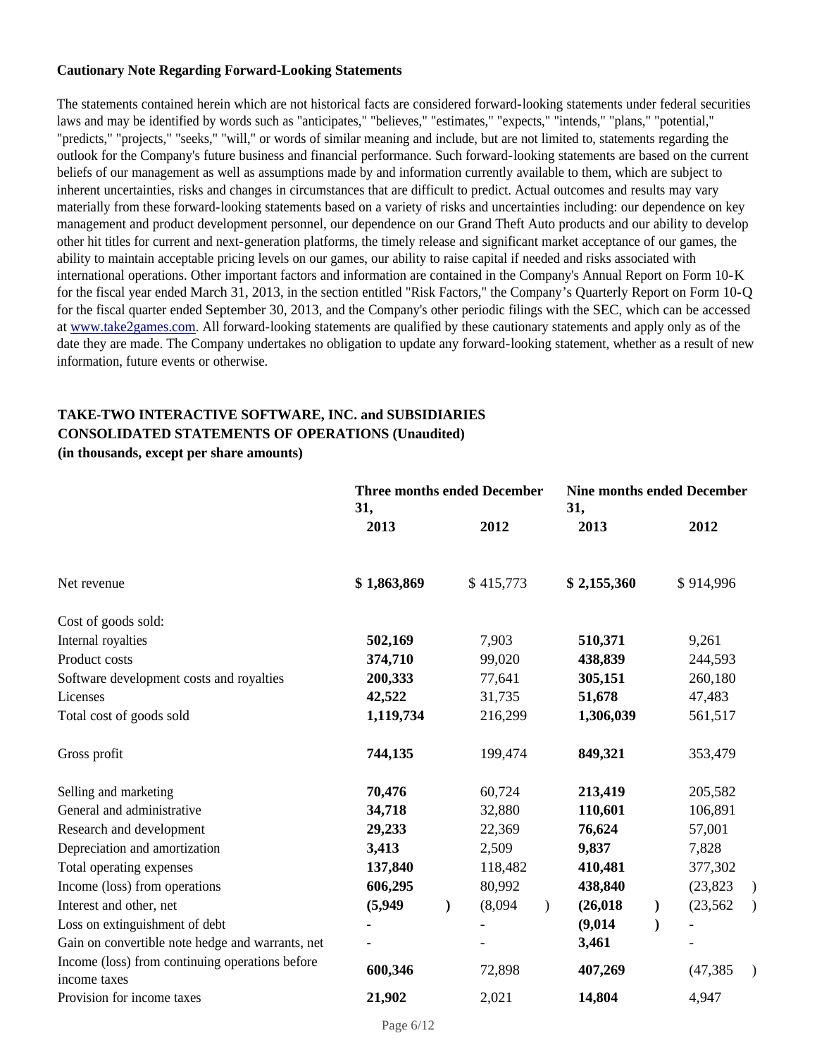**Cautionary Note Regarding Forward-Looking Statements**

The statements contained herein which are not historical facts are considered forward-looking statements under federal securities laws and may be identified by words such as "anticipates," "believes," "estimates," "expects," "intends," "plans," "potential," "predicts," "projects," "seeks," "will," or words of similar meaning and include, but are not limited to, statements regarding the outlook for the Company's future business and financial performance. Such forward-looking statements are based on the current beliefs of our management as well as assumptions made by and information currently available to them, which are subject to inherent uncertainties, risks and changes in circumstances that are difficult to predict. Actual outcomes and results may vary materially from these forward-looking statements based on a variety of risks and uncertainties including: our dependence on key management and product development personnel, our dependence on our Grand Theft Auto products and our ability to develop other hit titles for current and next-generation platforms, the timely release and significant market acceptance of our games, the ability to maintain acceptable pricing levels on our games, our ability to raise capital if needed and risks associated with international operations. Other important factors and information are contained in the Company's Annual Report on Form 10-K for the fiscal year ended March 31, 2013, in the section entitled "Risk Factors," the Company's Quarterly Report on Form 10-Q for the fiscal quarter ended September 30, 2013, and the Company's other periodic filings with the SEC, which can be accessed at www.take2games.com. All forward-looking statements are qualified by these cautionary statements and apply only as of the date they are made. The Company undertakes no obligation to update any forward-looking statement, whether as a result of new information, future events or otherwise.

**TAKE-TWO INTERACTIVE SOFTWARE, INC. and SUBSIDIARIES**
**CONSOLIDATED STATEMENTS OF OPERATIONS (Unaudited)**
**(in thousands, except per share amounts)**

| | **Three months ended December 31,** | | **Nine months ended December 31,** | |
|---|---|---|---|---|
| | **2013** | **2012** | **2013** | **2012** |
| Net revenue | **$ 1,863,869** | $ 415,773 | **$ 2,155,360** | $ 914,996 |
| Cost of goods sold: | | | | |
| Internal royalties | **502,169** | 7,903 | **510,371** | 9,261 |
| Product costs | **374,710** | 99,020 | **438,839** | 244,593 |
| Software development costs and royalties | **200,333** | 77,641 | **305,151** | 260,180 |
| Licenses | **42,522** | 31,735 | **51,678** | 47,483 |
| Total cost of goods sold | **1,119,734** | 216,299 | **1,306,039** | 561,517 |
| Gross profit | **744,135** | 199,474 | **849,321** | 353,479 |
| Selling and marketing | **70,476** | 60,724 | **213,419** | 205,582 |
| General and administrative | **34,718** | 32,880 | **110,601** | 106,891 |
| Research and development | **29,233** | 22,369 | **76,624** | 57,001 |
| Depreciation and amortization | **3,413** | 2,509 | **9,837** | 7,828 |
| Total operating expenses | **137,840** | 118,482 | **410,481** | 377,302 |
| Income (loss) from operations | **606,295** | 80,992 | **438,840** | (23,823) |
| Interest and other, net | **(5,949)** | (8,094) | **(26,018)** | (23,562) |
| Loss on extinguishment of debt | **-** | - | **(9,014)** | - |
| Gain on convertible note hedge and warrants, net | **-** | - | **3,461** | - |
| Income (loss) from continuing operations before income taxes | **600,346** | 72,898 | **407,269** | (47,385) |
| Provision for income taxes | **21,902** | 2,021 | **14,804** | 4,947 |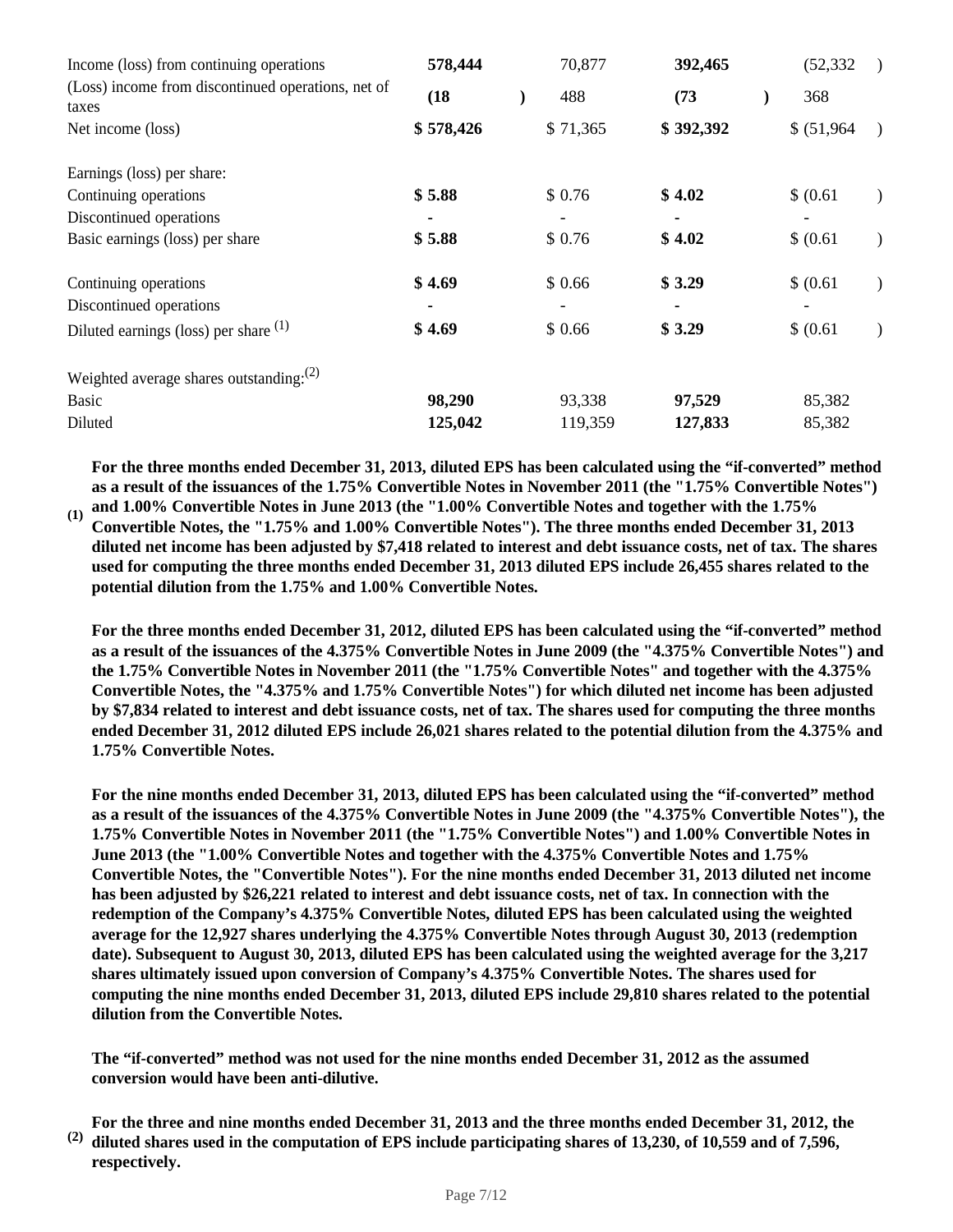| | | | | |
|---|---|---|---|---|
| Income (loss) from continuing operations | **578,444** | 70,877 | **392,465** | (52,332) |
| (Loss) income from discontinued operations, net of taxes | **(18)** | 488 | **(73)** | 368 |
| Net income (loss) | **$ 578,426** | $ 71,365 | **$ 392,392** | $ (51,964) |
| | | | | |
| Earnings (loss) per share: | | | | |
| Continuing operations | **$ 5.88** | $ 0.76 | **$ 4.02** | $ (0.61) |
| Discontinued operations | **-** | - | **-** | - |
| Basic earnings (loss) per share | **$ 5.88** | $ 0.76 | **$ 4.02** | $ (0.61) |
| | | | | |
| Continuing operations | **$ 4.69** | $ 0.66 | **$ 3.29** | $ (0.61) |
| Discontinued operations | **-** | - | **-** | - |
| Diluted earnings (loss) per share (1) | **$ 4.69** | $ 0.66 | **$ 3.29** | $ (0.61) |
| | | | | |
| Weighted average shares outstanding:(2) | | | | |
| Basic | **98,290** | 93,338 | **97,529** | 85,382 |
| Diluted | **125,042** | 119,359 | **127,833** | 85,382 |

**(1)** **For the three months ended December 31, 2013, diluted EPS has been calculated using the "if-converted" method as a result of the issuances of the 1.75% Convertible Notes in November 2011 (the "1.75% Convertible Notes") and 1.00% Convertible Notes in June 2013 (the "1.00% Convertible Notes and together with the 1.75% Convertible Notes, the "1.75% and 1.00% Convertible Notes"). The three months ended December 31, 2013 diluted net income has been adjusted by $7,418 related to interest and debt issuance costs, net of tax. The shares used for computing the three months ended December 31, 2013 diluted EPS include 26,455 shares related to the potential dilution from the 1.75% and 1.00% Convertible Notes.**

**For the three months ended December 31, 2012, diluted EPS has been calculated using the "if-converted" method as a result of the issuances of the 4.375% Convertible Notes in June 2009 (the "4.375% Convertible Notes") and the 1.75% Convertible Notes in November 2011 (the "1.75% Convertible Notes" and together with the 4.375% Convertible Notes, the "4.375% and 1.75% Convertible Notes") for which diluted net income has been adjusted by $7,834 related to interest and debt issuance costs, net of tax. The shares used for computing the three months ended December 31, 2012 diluted EPS include 26,021 shares related to the potential dilution from the 4.375% and 1.75% Convertible Notes.**

**For the nine months ended December 31, 2013, diluted EPS has been calculated using the "if-converted" method as a result of the issuances of the 4.375% Convertible Notes in June 2009 (the "4.375% Convertible Notes"), the 1.75% Convertible Notes in November 2011 (the "1.75% Convertible Notes") and 1.00% Convertible Notes in June 2013 (the "1.00% Convertible Notes and together with the 4.375% Convertible Notes and 1.75% Convertible Notes, the "Convertible Notes"). For the nine months ended December 31, 2013 diluted net income has been adjusted by $26,221 related to interest and debt issuance costs, net of tax. In connection with the redemption of the Company's 4.375% Convertible Notes, diluted EPS has been calculated using the weighted average for the 12,927 shares underlying the 4.375% Convertible Notes through August 30, 2013 (redemption date). Subsequent to August 30, 2013, diluted EPS has been calculated using the weighted average for the 3,217 shares ultimately issued upon conversion of Company's 4.375% Convertible Notes. The shares used for computing the nine months ended December 31, 2013, diluted EPS include 29,810 shares related to the potential dilution from the Convertible Notes.**

**The "if-converted" method was not used for the nine months ended December 31, 2012 as the assumed conversion would have been anti-dilutive.**

**(2)** **For the three and nine months ended December 31, 2013 and the three months ended December 31, 2012, the diluted shares used in the computation of EPS include participating shares of 13,230, of 10,559 and of 7,596, respectively.**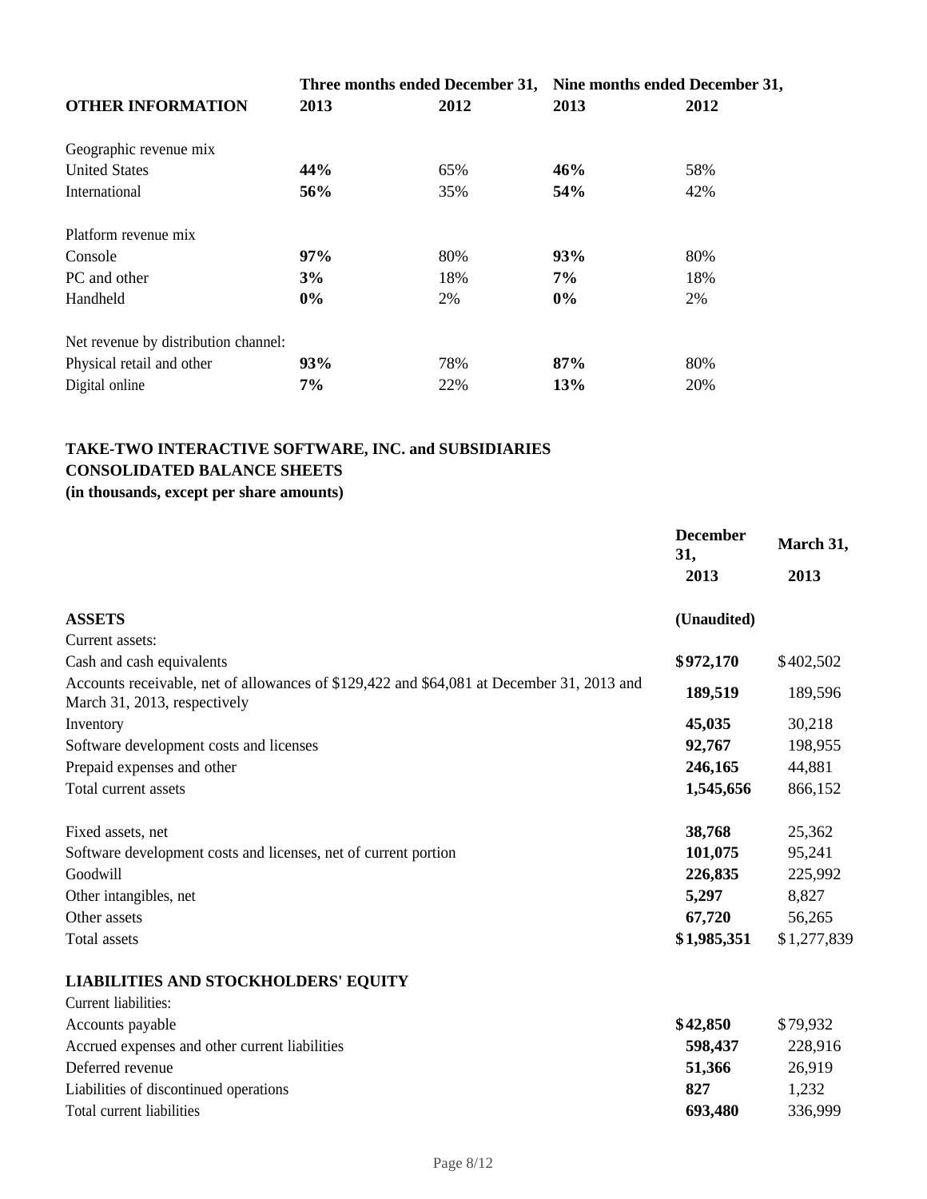| OTHER INFORMATION | Three months ended December 31, 2013 | 2012 | Nine months ended December 31, 2013 | 2012 |
|---|---|---|---|---|
| Geographic revenue mix | | | | |
| United States | **44%** | 65% | **46%** | 58% |
| International | **56%** | 35% | **54%** | 42% |
| Platform revenue mix | | | | |
| Console | **97%** | 80% | **93%** | 80% |
| PC and other | **3%** | 18% | **7%** | 18% |
| Handheld | **0%** | 2% | **0%** | 2% |
| Net revenue by distribution channel: | | | | |
| Physical retail and other | **93%** | 78% | **87%** | 80% |
| Digital online | **7%** | 22% | **13%** | 20% |

**TAKE-TWO INTERACTIVE SOFTWARE, INC. and SUBSIDIARIES**
**CONSOLIDATED BALANCE SHEETS**
**(in thousands, except per share amounts)**

| | December 31, 2013 | March 31, 2013 |
|---|---|---|
| **ASSETS** | **(Unaudited)** | |
| Current assets: | | |
| Cash and cash equivalents | **$972,170** | $402,502 |
| Accounts receivable, net of allowances of $129,422 and $64,081 at December 31, 2013 and March 31, 2013, respectively | **189,519** | 189,596 |
| Inventory | **45,035** | 30,218 |
| Software development costs and licenses | **92,767** | 198,955 |
| Prepaid expenses and other | **246,165** | 44,881 |
| Total current assets | **1,545,656** | 866,152 |
| Fixed assets, net | **38,768** | 25,362 |
| Software development costs and licenses, net of current portion | **101,075** | 95,241 |
| Goodwill | **226,835** | 225,992 |
| Other intangibles, net | **5,297** | 8,827 |
| Other assets | **67,720** | 56,265 |
| Total assets | **$1,985,351** | $1,277,839 |
| **LIABILITIES AND STOCKHOLDERS' EQUITY** | | |
| Current liabilities: | | |
| Accounts payable | **$42,850** | $79,932 |
| Accrued expenses and other current liabilities | **598,437** | 228,916 |
| Deferred revenue | **51,366** | 26,919 |
| Liabilities of discontinued operations | **827** | 1,232 |
| Total current liabilities | **693,480** | 336,999 |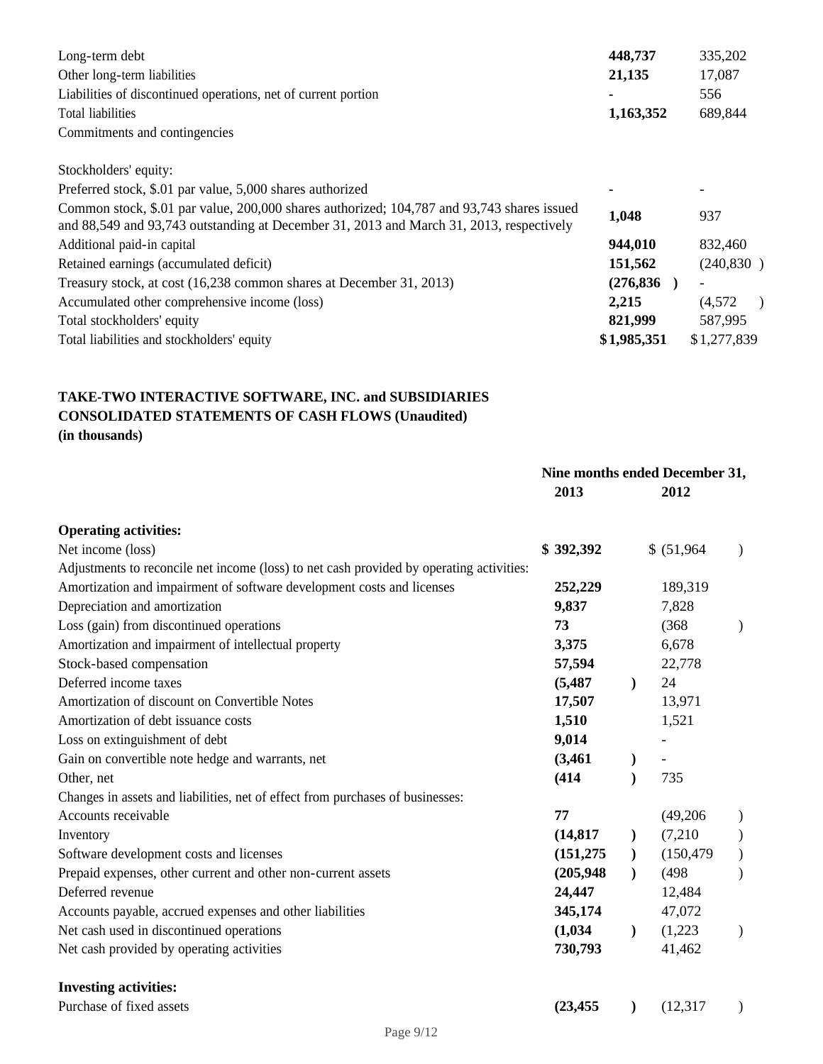| | | |
|---|---|---|
| Long-term debt | **448,737** | 335,202 |
| Other long-term liabilities | **21,135** | 17,087 |
| Liabilities of discontinued operations, net of current portion | **-** | 556 |
| Total liabilities | **1,163,352** | 689,844 |
| Commitments and contingencies | | |
| | | |
| Stockholders' equity: | | |
| Preferred stock, $.01 par value, 5,000 shares authorized | **-** | - |
| Common stock, $.01 par value, 200,000 shares authorized; 104,787 and 93,743 shares issued and 88,549 and 93,743 outstanding at December 31, 2013 and March 31, 2013, respectively | **1,048** | 937 |
| Additional paid-in capital | **944,010** | 832,460 |
| Retained earnings (accumulated deficit) | **151,562** | (240,830 ) |
| Treasury stock, at cost (16,238 common shares at December 31, 2013) | **(276,836 )** | - |
| Accumulated other comprehensive income (loss) | **2,215** | (4,572 ) |
| Total stockholders' equity | **821,999** | 587,995 |
| Total liabilities and stockholders' equity | **$1,985,351** | $1,277,839 |

**TAKE-TWO INTERACTIVE SOFTWARE, INC. and SUBSIDIARIES**
**CONSOLIDATED STATEMENTS OF CASH FLOWS (Unaudited)**
**(in thousands)**

| | **Nine months ended December 31,** | |
|---|---|---|
| | **2013** | **2012** |
| **Operating activities:** | | |
| Net income (loss) | **$ 392,392** | $ (51,964 ) |
| Adjustments to reconcile net income (loss) to net cash provided by operating activities: | | |
| Amortization and impairment of software development costs and licenses | **252,229** | 189,319 |
| Depreciation and amortization | **9,837** | 7,828 |
| Loss (gain) from discontinued operations | **73** | (368 ) |
| Amortization and impairment of intellectual property | **3,375** | 6,678 |
| Stock-based compensation | **57,594** | 22,778 |
| Deferred income taxes | **(5,487 )** | 24 |
| Amortization of discount on Convertible Notes | **17,507** | 13,971 |
| Amortization of debt issuance costs | **1,510** | 1,521 |
| Loss on extinguishment of debt | **9,014** | - |
| Gain on convertible note hedge and warrants, net | **(3,461 )** | - |
| Other, net | **(414 )** | 735 |
| Changes in assets and liabilities, net of effect from purchases of businesses: | | |
| Accounts receivable | **77** | (49,206 ) |
| Inventory | **(14,817 )** | (7,210 ) |
| Software development costs and licenses | **(151,275 )** | (150,479 ) |
| Prepaid expenses, other current and other non-current assets | **(205,948 )** | (498 ) |
| Deferred revenue | **24,447** | 12,484 |
| Accounts payable, accrued expenses and other liabilities | **345,174** | 47,072 |
| Net cash used in discontinued operations | **(1,034 )** | (1,223 ) |
| Net cash provided by operating activities | **730,793** | 41,462 |
| | | |
| **Investing activities:** | | |
| Purchase of fixed assets | **(23,455 )** | (12,317 ) |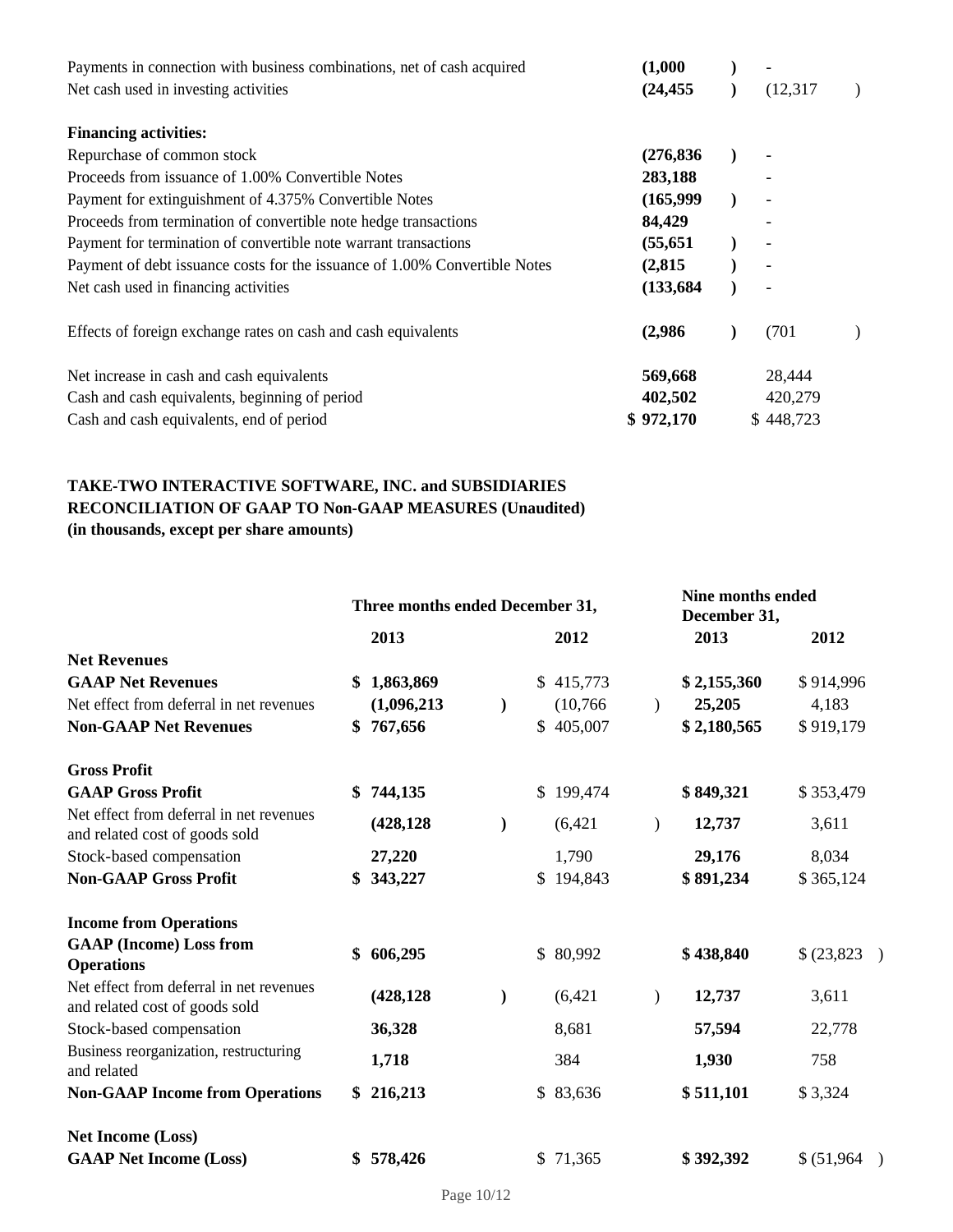| | | |
|---|---|---|
| Payments in connection with business combinations, net of cash acquired | **(1,000)** | - |
| Net cash used in investing activities | **(24,455)** | (12,317) |
| | | |
| **Financing activities:** | | |
| Repurchase of common stock | **(276,836)** | - |
| Proceeds from issuance of 1.00% Convertible Notes | **283,188** | - |
| Payment for extinguishment of 4.375% Convertible Notes | **(165,999)** | - |
| Proceeds from termination of convertible note hedge transactions | **84,429** | - |
| Payment for termination of convertible note warrant transactions | **(55,651)** | - |
| Payment of debt issuance costs for the issuance of 1.00% Convertible Notes | **(2,815)** | - |
| Net cash used in financing activities | **(133,684)** | - |
| | | |
| Effects of foreign exchange rates on cash and cash equivalents | **(2,986)** | (701) |
| | | |
| Net increase in cash and cash equivalents | **569,668** | 28,444 |
| Cash and cash equivalents, beginning of period | **402,502** | 420,279 |
| Cash and cash equivalents, end of period | **$ 972,170** | $ 448,723 |

**TAKE-TWO INTERACTIVE SOFTWARE, INC. and SUBSIDIARIES**
**RECONCILIATION OF GAAP TO Non-GAAP MEASURES (Unaudited)**
**(in thousands, except per share amounts)**

| | Three months ended December 31, | | Nine months ended December 31, | |
|---|---|---|---|---|
| | **2013** | **2012** | **2013** | **2012** |
| **Net Revenues** | | | | |
| **GAAP Net Revenues** | **$ 1,863,869** | $ 415,773 | **$ 2,155,360** | $ 914,996 |
| Net effect from deferral in net revenues | **(1,096,213)** | (10,766) | **25,205** | 4,183 |
| **Non-GAAP Net Revenues** | **$ 767,656** | $ 405,007 | **$ 2,180,565** | $ 919,179 |
| | | | | |
| **Gross Profit** | | | | |
| **GAAP Gross Profit** | **$ 744,135** | $ 199,474 | **$ 849,321** | $ 353,479 |
| Net effect from deferral in net revenues and related cost of goods sold | **(428,128)** | (6,421) | **12,737** | 3,611 |
| Stock-based compensation | **27,220** | 1,790 | **29,176** | 8,034 |
| **Non-GAAP Gross Profit** | **$ 343,227** | $ 194,843 | **$ 891,234** | $ 365,124 |
| | | | | |
| **Income from Operations** | | | | |
| **GAAP (Income) Loss from Operations** | **$ 606,295** | $ 80,992 | **$ 438,840** | $ (23,823) |
| Net effect from deferral in net revenues and related cost of goods sold | **(428,128)** | (6,421) | **12,737** | 3,611 |
| Stock-based compensation | **36,328** | 8,681 | **57,594** | 22,778 |
| Business reorganization, restructuring and related | **1,718** | 384 | **1,930** | 758 |
| **Non-GAAP Income from Operations** | **$ 216,213** | $ 83,636 | **$ 511,101** | $ 3,324 |
| | | | | |
| **Net Income (Loss)** | | | | |
| **GAAP Net Income (Loss)** | **$ 578,426** | $ 71,365 | **$ 392,392** | $ (51,964) |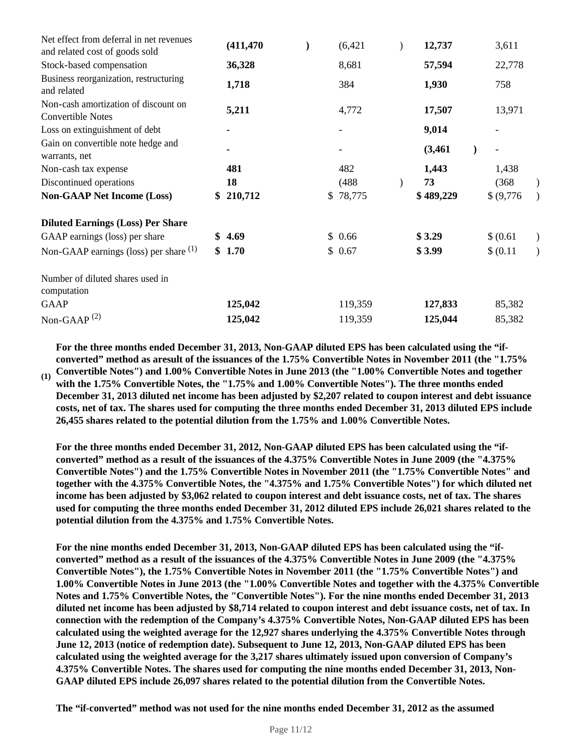| | | | | |
|---|---|---|---|---|
| Net effect from deferral in net revenues and related cost of goods sold | **(411,470)** | (6,421) | **12,737** | 3,611 |
| Stock-based compensation | **36,328** | 8,681 | **57,594** | 22,778 |
| Business reorganization, restructuring and related | **1,718** | 384 | **1,930** | 758 |
| Non-cash amortization of discount on Convertible Notes | **5,211** | 4,772 | **17,507** | 13,971 |
| Loss on extinguishment of debt | **-** | - | **9,014** | - |
| Gain on convertible note hedge and warrants, net | **-** | - | **(3,461)** | - |
| Non-cash tax expense | **481** | 482 | **1,443** | 1,438 |
| Discontinued operations | **18** | (488) | **73** | (368) |
| **Non-GAAP Net Income (Loss)** | **$ 210,712** | $ 78,775 | **$ 489,229** | $ (9,776) |
| | | | | |
| **Diluted Earnings (Loss) Per Share** | | | | |
| GAAP earnings (loss) per share | **$ 4.69** | $ 0.66 | **$ 3.29** | $ (0.61) |
| Non-GAAP earnings (loss) per share (1) | **$ 1.70** | $ 0.67 | **$ 3.99** | $ (0.11) |
| | | | | |
| Number of diluted shares used in computation | | | | |
| GAAP | **125,042** | 119,359 | **127,833** | 85,382 |
| Non-GAAP (2) | **125,042** | 119,359 | **125,044** | 85,382 |

**(1)** **For the three months ended December 31, 2013, Non-GAAP diluted EPS has been calculated using the "if-converted" method as aresult of the issuances of the 1.75% Convertible Notes in November 2011 (the "1.75% Convertible Notes") and 1.00% Convertible Notes in June 2013 (the "1.00% Convertible Notes and together with the 1.75% Convertible Notes, the "1.75% and 1.00% Convertible Notes"). The three months ended December 31, 2013 diluted net income has been adjusted by $2,207 related to coupon interest and debt issuance costs, net of tax. The shares used for computing the three months ended December 31, 2013 diluted EPS include 26,455 shares related to the potential dilution from the 1.75% and 1.00% Convertible Notes.**

**For the three months ended December 31, 2012, Non-GAAP diluted EPS has been calculated using the "if-converted" method as a result of the issuances of the 4.375% Convertible Notes in June 2009 (the "4.375% Convertible Notes") and the 1.75% Convertible Notes in November 2011 (the "1.75% Convertible Notes" and together with the 4.375% Convertible Notes, the "4.375% and 1.75% Convertible Notes") for which diluted net income has been adjusted by $3,062 related to coupon interest and debt issuance costs, net of tax. The shares used for computing the three months ended December 31, 2012 diluted EPS include 26,021 shares related to the potential dilution from the 4.375% and 1.75% Convertible Notes.**

**For the nine months ended December 31, 2013, Non-GAAP diluted EPS has been calculated using the "if-converted" method as a result of the issuances of the 4.375% Convertible Notes in June 2009 (the "4.375% Convertible Notes"), the 1.75% Convertible Notes in November 2011 (the "1.75% Convertible Notes") and 1.00% Convertible Notes in June 2013 (the "1.00% Convertible Notes and together with the 4.375% Convertible Notes and 1.75% Convertible Notes, the "Convertible Notes"). For the nine months ended December 31, 2013 diluted net income has been adjusted by $8,714 related to coupon interest and debt issuance costs, net of tax. In connection with the redemption of the Company's 4.375% Convertible Notes, Non-GAAP diluted EPS has been calculated using the weighted average for the 12,927 shares underlying the 4.375% Convertible Notes through June 12, 2013 (notice of redemption date). Subsequent to June 12, 2013, Non-GAAP diluted EPS has been calculated using the weighted average for the 3,217 shares ultimately issued upon conversion of Company's 4.375% Convertible Notes. The shares used for computing the nine months ended December 31, 2013, Non-GAAP diluted EPS include 26,097 shares related to the potential dilution from the Convertible Notes.**

**The "if-converted" method was not used for the nine months ended December 31, 2012 as the assumed**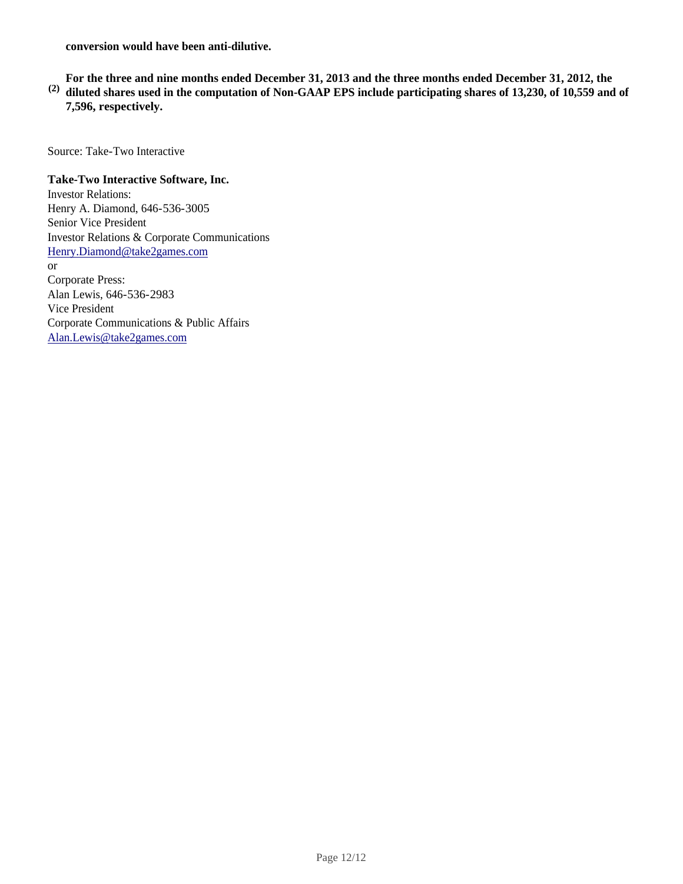**conversion would have been anti-dilutive.**

(2) **For the three and nine months ended December 31, 2013 and the three months ended December 31, 2012, the diluted shares used in the computation of Non-GAAP EPS include participating shares of 13,230, of 10,559 and of 7,596, respectively.**

Source: Take-Two Interactive

**Take-Two Interactive Software, Inc.**
Investor Relations:
Henry A. Diamond, 646-536-3005
Senior Vice President
Investor Relations & Corporate Communications
Henry.Diamond@take2games.com
or
Corporate Press:
Alan Lewis, 646-536-2983
Vice President
Corporate Communications & Public Affairs
Alan.Lewis@take2games.com